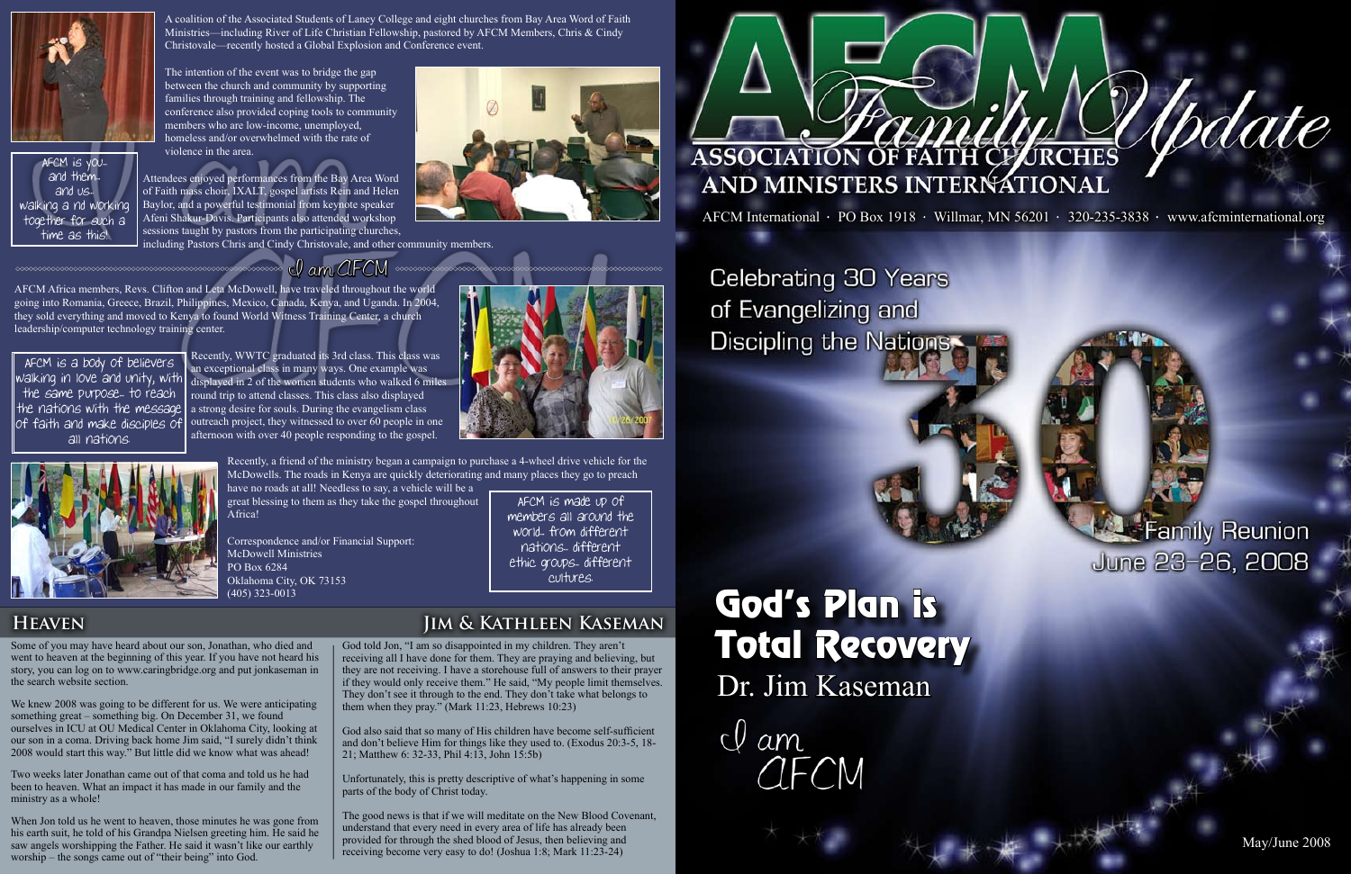A coalition of the Associated Students of Laney College and eight churches from Bay Area Word of Faith Ministries—including River of Life Christian Fellowship, pastored by AFCM Members, Chris & Cindy Christovale—recently hosted a Global Explosion and Conference event.

The intention of the event was to bridge the gap between the church and community by supporting families through training and fellowship. The conference also provided coping tools to community members who are low-income, unemployed, homeless and/or overwhelmed with the rate of violence in the area.

Attendees enjoyed performances from the Bay Area Word of Faith mass choir, IXALT, gospel artists Rein and Helen Baylor, and a powerful testimonial from keynote speaker Afeni Shakur-Davis. Participants also attended workshop sessions taught by pastors from the participating churches, including Pastors Chris and Cindy Christovale, and other community members.

AFCM is you... and them... and us... walking and working together for such a time as this!

*I am AFCM*

AFCM Africa members, Revs. Clifton and Leta McDowell, have traveled throughout the world going into Romania, Greece, Brazil, Philippines, Mexico, Canada, Kenya, and Uganda. In 2004, they sold everything and moved to Kenya to found World Witness Training Center, a church leadership/computer technology training center.

AFCM is a body of believers walking in love and unity, with the same purpose... to reach the nations with the message of faith and make disciples of all nations.

Recently, WWTC graduated its 3rd class. This class was an exceptional class in many ways. One example was displayed in 2 of the women students who walked 6 miles round trip to attend classes. This class also displayed a strong desire for souls. During the evangelism class outreach project, they witnessed to over 60 people in one afternoon with over 40 people responding to the gospel.

Recently, a friend of the ministry began a campaign to purchase a 4-wheel drive vehicle for the McDowells. The roads in Kenya are quickly deteriorating and many places they go to preach have no roads at all! Needless to say, a vehicle will be a great blessing to them as they take the gospel throughout Africa!

Correspondence and/or Financial Support:
McDowell Ministries
PO Box 6284
Oklahoma City, OK 73153
(405) 323-0013

AFCM is made up of members all around the world... from different nations... different ethic groups... different cultures.

## Heaven

## Jim & Kathleen Kaseman

Some of you may have heard about our son, Jonathan, who died and went to heaven at the beginning of this year. If you have not heard his story, you can log on to www.caringbridge.org and put jonkaseman in the search website section.

We knew 2008 was going to be different for us. We were anticipating something great – something big. On December 31, we found ourselves in ICU at OU Medical Center in Oklahoma City, looking at our son in a coma. Driving back home Jim said, "I surely didn't think 2008 would start this way." But little did we know what was ahead!

Two weeks later Jonathan came out of that coma and told us he had been to heaven. What an impact it has made in our family and the ministry as a whole!

When Jon told us he went to heaven, those minutes he was gone from his earth suit, he told of his Grandpa Nielsen greeting him. He said he saw angels worshipping the Father. He said it wasn't like our earthly worship – the songs came out of "their being" into God.

God told Jon, "I am so disappointed in my children. They aren't receiving all I have done for them. They are praying and believing, but they are not receiving. I have a storehouse full of answers to their prayer if they would only receive them." He said, "My people limit themselves. They don't see it through to the end. They don't take what belongs to them when they pray." (Mark 11:23, Hebrews 10:23)

God also said that so many of His children have become self-sufficient and don't believe Him for things like they used to. (Exodus 20:3-5, 18-21; Matthew 6: 32-33, Phil 4:13, John 15:5b)

Unfortunately, this is pretty descriptive of what's happening in some parts of the body of Christ today.

The good news is that if we will meditate on the New Blood Covenant, understand that every need in every area of life has already been provided for through the shed blood of Jesus, then believing and receiving become very easy to do! (Joshua 1:8; Mark 11:23-24)

# AFCM Family Update

## Association of Faith Churches and Ministers International

AFCM International · PO Box 1918 · Willmar, MN 56201 · 320-235-3838 · www.afcminternational.org

Celebrating 30 Years of Evangelizing and Discipling the Nations

30

Family Reunion
June 23-26, 2008

## God's Plan is Total Recovery

Dr. Jim Kaseman

*I am AFCM*

May/June 2008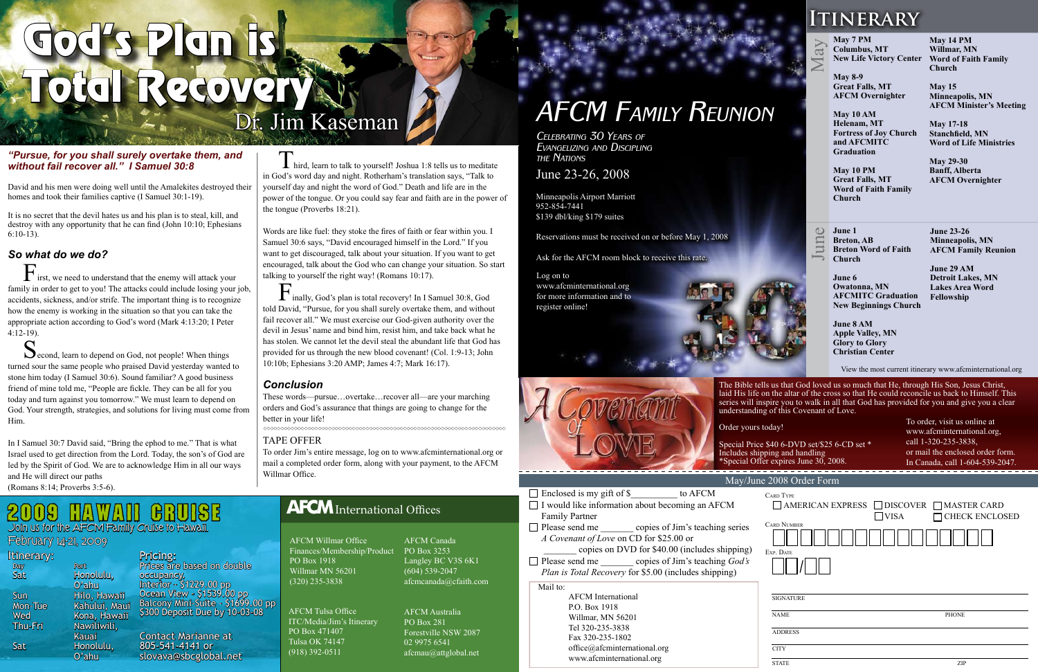# God's Plan is Total Recovery

Dr. Jim Kaseman

***"Pursue, for you shall surely overtake them, and without fail recover all." I Samuel 30:8***

David and his men were doing well until the Amalekites destroyed their homes and took their families captive (I Samuel 30:1-19).

It is no secret that the devil hates us and his plan is to steal, kill, and destroy with any opportunity that he can find (John 10:10; Ephesians 6:10-13).

### *So what do we do?*

First, we need to understand that the enemy will attack your family in order to get to you! The attacks could include losing your job, accidents, sickness, and/or strife. The important thing is to recognize how the enemy is working in the situation so that you can take the appropriate action according to God's word (Mark 4:13:20; I Peter 4:12-19).

Second, learn to depend on God, not people! When things turned sour the same people who praised David yesterday wanted to stone him today (I Samuel 30:6). Sound familiar? A good business friend of mine told me, "People are fickle. They can be all for you today and turn against you tomorrow." We must learn to depend on God. Your strength, strategies, and solutions for living must come from Him.

In I Samuel 30:7 David said, "Bring the ephod to me." That is what Israel used to get direction from the Lord. Today, the son's of God are led by the Spirit of God. We are to acknowledge Him in all our ways and He will direct our paths (Romans 8:14; Proverbs 3:5-6).

Third, learn to talk to yourself! Joshua 1:8 tells us to meditate in God's word day and night. Rotherham's translation says, "Talk to yourself day and night the word of God." Death and life are in the power of the tongue. Or you could say fear and faith are in the power of the tongue (Proverbs 18:21).

Words are like fuel: they stoke the fires of faith or fear within you. I Samuel 30:6 says, "David encouraged himself in the Lord." If you want to get discouraged, talk about your situation. If you want to get encouraged, talk about the God who can change your situation. So start talking to yourself the right way! (Romans 10:17).

Finally, God's plan is total recovery! In I Samuel 30:8, God told David, "Pursue, for you shall surely overtake them, and without fail recover all." We must exercise our God-given authority over the devil in Jesus' name and bind him, resist him, and take back what he has stolen. We cannot let the devil steal the abundant life that God has provided for us through the new blood covenant! (Col. 1:9-13; John 10:10b; Ephesians 3:20 AMP; James 4:7; Mark 16:17).

### *Conclusion*

These words—pursue…overtake…recover all—are your marching orders and God's assurance that things are going to change for the better in your life!

TAPE OFFER

To order Jim's entire message, log on to www.afcminternational.org or mail a completed order form, along with your payment, to the AFCM Willmar Office.

## 2009 HAWAII CRUISE

Join us for the AFCM Family Cruise to Hawaii.

February 14-21, 2009

**Itinerary:**

| Day | Port |
|---|---|
| Sat | Honolulu, O'ahu |
| Sun | Hilo, Hawaii |
| Mon-Tue | Kahului, Maui |
| Wed | Kona, Hawaii |
| Thu-Fri | Nawiliwili, Kauai |
| Sat | Honolulu, O'ahu |

**Pricing:**

Prices are based on double occupancy.

Interior - $1229.00 pp
Ocean View - $1539.00 pp
Balcony Mini Suite - $1699.00 pp
$300 Deposit Due by 10-03-08

Contact Marianne at 805-541-4141 or slovava@sbcglobal.net

## AFCM International Offices

AFCM Willmar Office
Finances/Membership/Product
PO Box 1918
Willmar MN 56201
(320) 235-3838

AFCM Canada
PO Box 3253
Langley BC V3S 6K1
(604) 539-2047
afcmcanada@cfaith.com

AFCM Tulsa Office
ITC/Media/Jim's Itinerary
PO Box 471407
Tulsa OK 74147
(918) 392-0511

AFCM Australia
PO Box 281
Forestville NSW 2087
02 9975 6541
afcmau@attglobal.net

# AFCM Family Reunion

*Celebrating 30 Years of Evangelizing and Discipling the Nations*

June 23-26, 2008

Minneapolis Airport Marriott
952-854-7441
$139 dbl/king $179 suites

Reservations must be received on or before May 1, 2008

Ask for the AFCM room block to receive this rate.

Log on to www.afcminternational.org for more information and to register online!

# Itinerary

**May**

**May 7 PM**
**Columbus, MT**
**New Life Victory Center**

**May 8-9**
**Great Falls, MT**
**AFCM Overnighter**

**May 10 AM**
**Helenam, MT**
**Fortress of Joy Church and AFCMITC Graduation**

**May 10 PM**
**Great Falls, MT**
**Word of Faith Family Church**

**May 14 PM**
**Willmar, MN**
**Word of Faith Family Church**

**May 15**
**Minneapolis, MN**
**AFCM Minister's Meeting**

**May 17-18**
**Stanchfield, MN**
**Word of Life Ministries**

**May 29-30**
**Banff, Alberta**
**AFCM Overnighter**

**June**

**June 1**
**Breton, AB**
**Breton Word of Faith Church**

**June 6**
**Owatonna, MN**
**AFCMITC Graduation**
**New Beginnings Church**

**June 8 AM**
**Apple Valley, MN**
**Glory to Glory Christian Center**

**June 23-26**
**Minneapolis, MN**
**AFCM Family Reunion**

**June 29 AM**
**Detroit Lakes, MN**
**Lakes Area Word Fellowship**

View the most current itinerary www.afcminternational.org

## A Covenant of LOVE

The Bible tells us that God loved us so much that He, through His Son, Jesus Christ, laid His life on the altar of the cross so that He could reconcile us back to Himself. This series will inspire you to walk in all that God has provided for you and give you a clear understanding of this Covenant of Love.

Order yours today!

Special Price $40 6-DVD set/$25 6-CD set *
Includes shipping and handling
*Special Offer expires June 30, 2008.

To order, visit us online at www.afcminternational.org, call 1-320-235-3838, or mail the enclosed order form. In Canada, call 1-604-539-2047.

## May/June 2008 Order Form

☐ Enclosed is my gift of $__________ to AFCM

☐ I would like information about becoming an AFCM Family Partner

☐ Please send me _______ copies of Jim's teaching series *A Covenant of Love* on CD for $25.00 or _______ copies on DVD for $40.00 (includes shipping)

☐ Please send me _______ copies of Jim's teaching *God's Plan is Total Recovery* for $5.00 (includes shipping)

Mail to:
AFCM International
P.O. Box 1918
Willmar, MN 56201
Tel 320-235-3838
Fax 320-235-1802
office@afcminternational.org
www.afcminternational.org

Card Type
☐ AMERICAN EXPRESS ☐ DISCOVER ☐ MASTER CARD ☐ VISA ☐ CHECK ENCLOSED

Card Number

Exp. Date ☐☐/☐☐

Signature

Name Phone

Address

City

State Zip